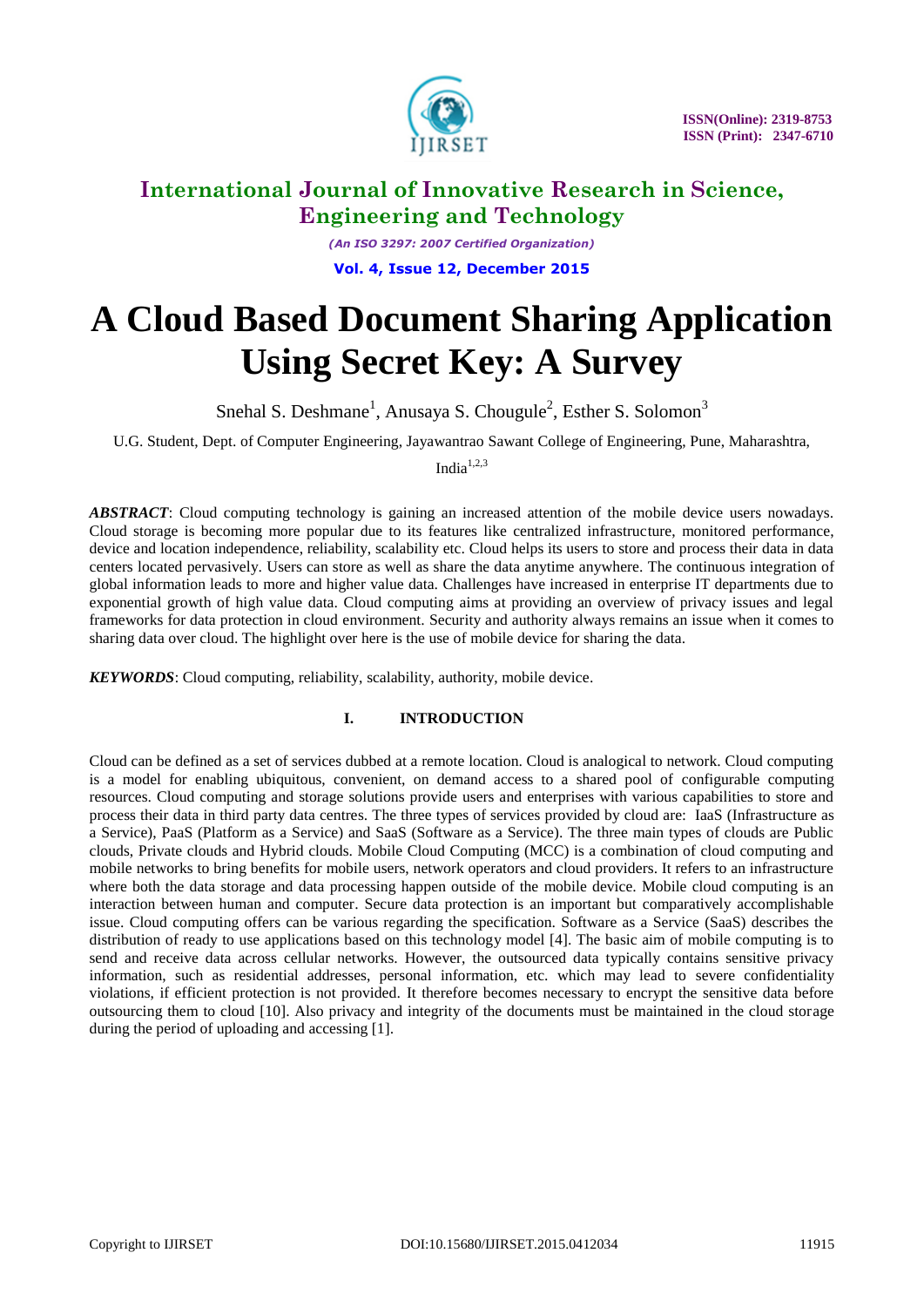# A Cloud Based Document Sharing Application Using Secret Key: A Survey

Snehal S. Deshmane[1], Anusaya S. Chougule[2], Esther S. Solomon[3]

U.G. Student, Dept. of Computer Engineering, Jayawantrao Sawant College of Engineering, Pune, Maharashtra, India[1,2,3]

***ABSTRACT***: Cloud computing technology is gaining an increased attention of the mobile device users nowadays. Cloud storage is becoming more popular due to its features like centralized infrastructure, monitored performance, device and location independence, reliability, scalability etc. Cloud helps its users to store and process their data in data centers located pervasively. Users can store as well as share the data anytime anywhere. The continuous integration of global information leads to more and higher value data. Challenges have increased in enterprise IT departments due to exponential growth of high value data. Cloud computing aims at providing an overview of privacy issues and legal frameworks for data protection in cloud environment. Security and authority always remains an issue when it comes to sharing data over cloud. The highlight over here is the use of mobile device for sharing the data.

***KEYWORDS***: Cloud computing, reliability, scalability, authority, mobile device.

## I. INTRODUCTION

Cloud can be defined as a set of services dubbed at a remote location. Cloud is analogical to network. Cloud computing is a model for enabling ubiquitous, convenient, on demand access to a shared pool of configurable computing resources. Cloud computing and storage solutions provide users and enterprises with various capabilities to store and process their data in third party data centres. The three types of services provided by cloud are: IaaS (Infrastructure as a Service), PaaS (Platform as a Service) and SaaS (Software as a Service). The three main types of clouds are Public clouds, Private clouds and Hybrid clouds. Mobile Cloud Computing (MCC) is a combination of cloud computing and mobile networks to bring benefits for mobile users, network operators and cloud providers. It refers to an infrastructure where both the data storage and data processing happen outside of the mobile device. Mobile cloud computing is an interaction between human and computer. Secure data protection is an important but comparatively accomplishable issue. Cloud computing offers can be various regarding the specification. Software as a Service (SaaS) describes the distribution of ready to use applications based on this technology model [4]. The basic aim of mobile computing is to send and receive data across cellular networks. However, the outsourced data typically contains sensitive privacy information, such as residential addresses, personal information, etc. which may lead to severe confidentiality violations, if efficient protection is not provided. It therefore becomes necessary to encrypt the sensitive data before outsourcing them to cloud [10]. Also privacy and integrity of the documents must be maintained in the cloud storage during the period of uploading and accessing [1].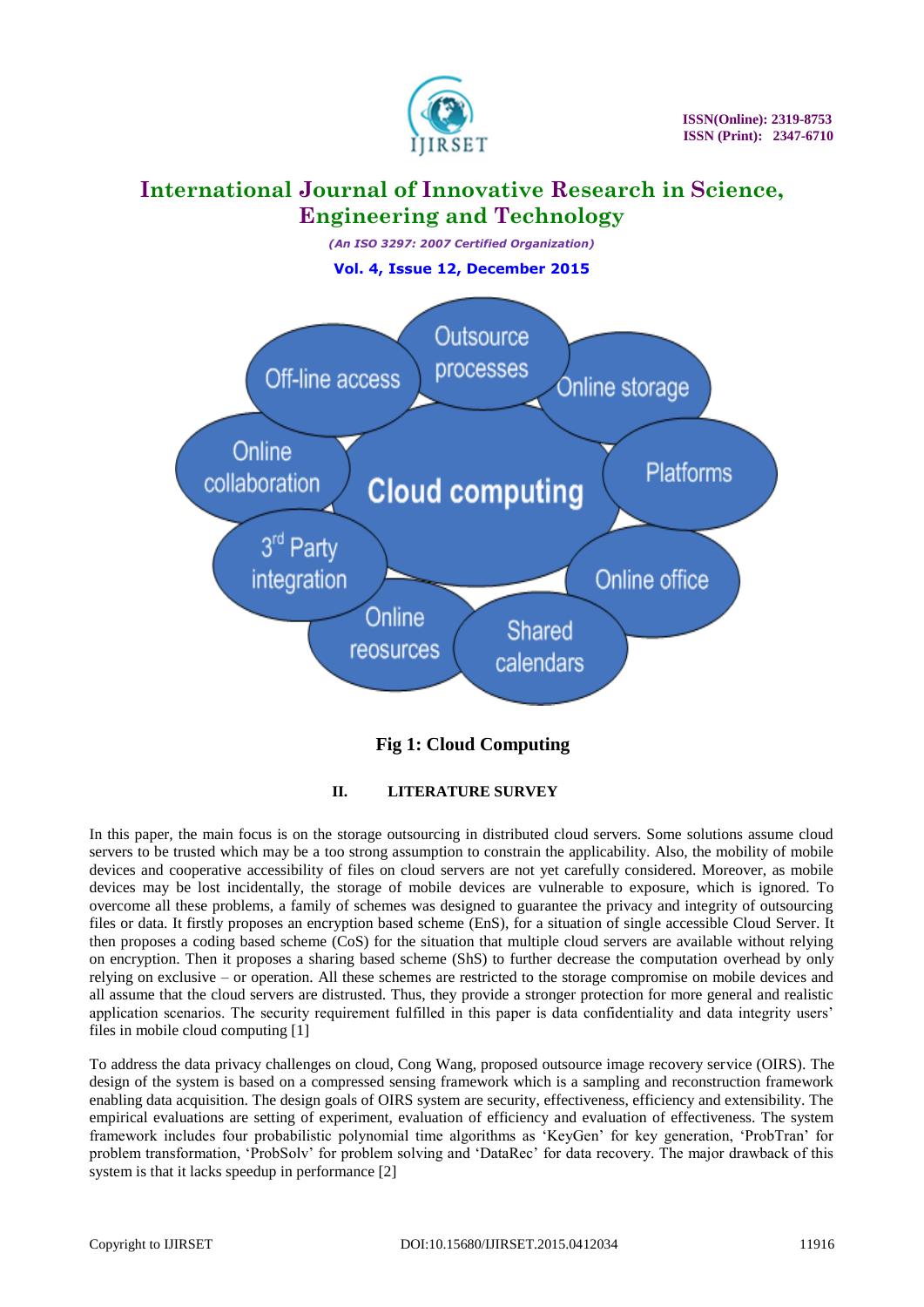Fig 1: Cloud Computing

## II. LITERATURE SURVEY

In this paper, the main focus is on the storage outsourcing in distributed cloud servers. Some solutions assume cloud servers to be trusted which may be a too strong assumption to constrain the applicability. Also, the mobility of mobile devices and cooperative accessibility of files on cloud servers are not yet carefully considered. Moreover, as mobile devices may be lost incidentally, the storage of mobile devices are vulnerable to exposure, which is ignored. To overcome all these problems, a family of schemes was designed to guarantee the privacy and integrity of outsourcing files or data. It firstly proposes an encryption based scheme (EnS), for a situation of single accessible Cloud Server. It then proposes a coding based scheme (CoS) for the situation that multiple cloud servers are available without relying on encryption. Then it proposes a sharing based scheme (ShS) to further decrease the computation overhead by only relying on exclusive – or operation. All these schemes are restricted to the storage compromise on mobile devices and all assume that the cloud servers are distrusted. Thus, they provide a stronger protection for more general and realistic application scenarios. The security requirement fulfilled in this paper is data confidentiality and data integrity users' files in mobile cloud computing [1]

To address the data privacy challenges on cloud, Cong Wang, proposed outsource image recovery service (OIRS). The design of the system is based on a compressed sensing framework which is a sampling and reconstruction framework enabling data acquisition. The design goals of OIRS system are security, effectiveness, efficiency and extensibility. The empirical evaluations are setting of experiment, evaluation of efficiency and evaluation of effectiveness. The system framework includes four probabilistic polynomial time algorithms as 'KeyGen' for key generation, 'ProbTran' for problem transformation, 'ProbSolv' for problem solving and 'DataRec' for data recovery. The major drawback of this system is that it lacks speedup in performance [2]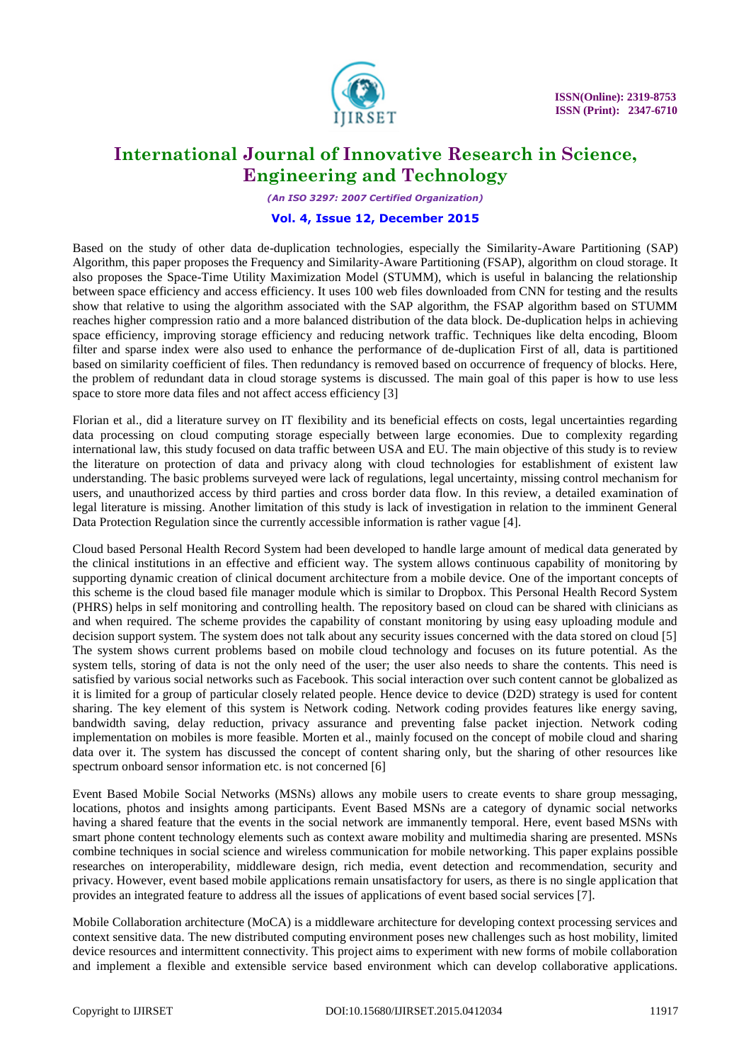Based on the study of other data de-duplication technologies, especially the Similarity-Aware Partitioning (SAP) Algorithm, this paper proposes the Frequency and Similarity-Aware Partitioning (FSAP), algorithm on cloud storage. It also proposes the Space-Time Utility Maximization Model (STUMM), which is useful in balancing the relationship between space efficiency and access efficiency. It uses 100 web files downloaded from CNN for testing and the results show that relative to using the algorithm associated with the SAP algorithm, the FSAP algorithm based on STUMM reaches higher compression ratio and a more balanced distribution of the data block. De-duplication helps in achieving space efficiency, improving storage efficiency and reducing network traffic. Techniques like delta encoding, Bloom filter and sparse index were also used to enhance the performance of de-duplication First of all, data is partitioned based on similarity coefficient of files. Then redundancy is removed based on occurrence of frequency of blocks. Here, the problem of redundant data in cloud storage systems is discussed. The main goal of this paper is how to use less space to store more data files and not affect access efficiency [3]

Florian et al., did a literature survey on IT flexibility and its beneficial effects on costs, legal uncertainties regarding data processing on cloud computing storage especially between large economies. Due to complexity regarding international law, this study focused on data traffic between USA and EU. The main objective of this study is to review the literature on protection of data and privacy along with cloud technologies for establishment of existent law understanding. The basic problems surveyed were lack of regulations, legal uncertainty, missing control mechanism for users, and unauthorized access by third parties and cross border data flow. In this review, a detailed examination of legal literature is missing. Another limitation of this study is lack of investigation in relation to the imminent General Data Protection Regulation since the currently accessible information is rather vague [4].

Cloud based Personal Health Record System had been developed to handle large amount of medical data generated by the clinical institutions in an effective and efficient way. The system allows continuous capability of monitoring by supporting dynamic creation of clinical document architecture from a mobile device. One of the important concepts of this scheme is the cloud based file manager module which is similar to Dropbox. This Personal Health Record System (PHRS) helps in self monitoring and controlling health. The repository based on cloud can be shared with clinicians as and when required. The scheme provides the capability of constant monitoring by using easy uploading module and decision support system. The system does not talk about any security issues concerned with the data stored on cloud [5] The system shows current problems based on mobile cloud technology and focuses on its future potential. As the system tells, storing of data is not the only need of the user; the user also needs to share the contents. This need is satisfied by various social networks such as Facebook. This social interaction over such content cannot be globalized as it is limited for a group of particular closely related people. Hence device to device (D2D) strategy is used for content sharing. The key element of this system is Network coding. Network coding provides features like energy saving, bandwidth saving, delay reduction, privacy assurance and preventing false packet injection. Network coding implementation on mobiles is more feasible. Morten et al., mainly focused on the concept of mobile cloud and sharing data over it. The system has discussed the concept of content sharing only, but the sharing of other resources like spectrum onboard sensor information etc. is not concerned [6]

Event Based Mobile Social Networks (MSNs) allows any mobile users to create events to share group messaging, locations, photos and insights among participants. Event Based MSNs are a category of dynamic social networks having a shared feature that the events in the social network are immanently temporal. Here, event based MSNs with smart phone content technology elements such as context aware mobility and multimedia sharing are presented. MSNs combine techniques in social science and wireless communication for mobile networking. This paper explains possible researches on interoperability, middleware design, rich media, event detection and recommendation, security and privacy. However, event based mobile applications remain unsatisfactory for users, as there is no single application that provides an integrated feature to address all the issues of applications of event based social services [7].

Mobile Collaboration architecture (MoCA) is a middleware architecture for developing context processing services and context sensitive data. The new distributed computing environment poses new challenges such as host mobility, limited device resources and intermittent connectivity. This project aims to experiment with new forms of mobile collaboration and implement a flexible and extensible service based environment which can develop collaborative applications.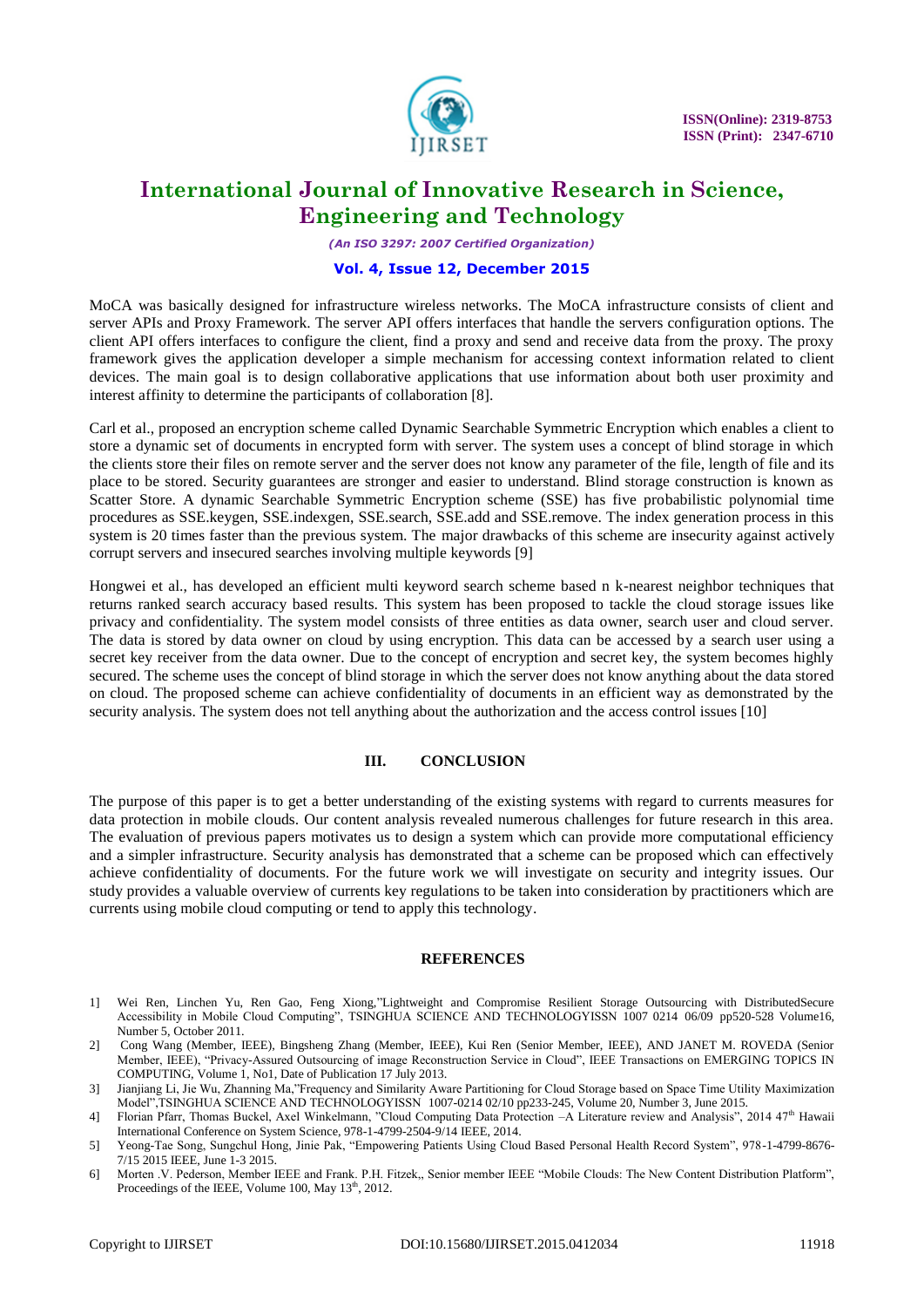MoCA was basically designed for infrastructure wireless networks. The MoCA infrastructure consists of client and server APIs and Proxy Framework. The server API offers interfaces that handle the servers configuration options. The client API offers interfaces to configure the client, find a proxy and send and receive data from the proxy. The proxy framework gives the application developer a simple mechanism for accessing context information related to client devices. The main goal is to design collaborative applications that use information about both user proximity and interest affinity to determine the participants of collaboration [8].

Carl et al., proposed an encryption scheme called Dynamic Searchable Symmetric Encryption which enables a client to store a dynamic set of documents in encrypted form with server. The system uses a concept of blind storage in which the clients store their files on remote server and the server does not know any parameter of the file, length of file and its place to be stored. Security guarantees are stronger and easier to understand. Blind storage construction is known as Scatter Store. A dynamic Searchable Symmetric Encryption scheme (SSE) has five probabilistic polynomial time procedures as SSE.keygen, SSE.indexgen, SSE.search, SSE.add and SSE.remove. The index generation process in this system is 20 times faster than the previous system. The major drawbacks of this scheme are insecurity against actively corrupt servers and insecured searches involving multiple keywords [9]

Hongwei et al., has developed an efficient multi keyword search scheme based n k-nearest neighbor techniques that returns ranked search accuracy based results. This system has been proposed to tackle the cloud storage issues like privacy and confidentiality. The system model consists of three entities as data owner, search user and cloud server. The data is stored by data owner on cloud by using encryption. This data can be accessed by a search user using a secret key receiver from the data owner. Due to the concept of encryption and secret key, the system becomes highly secured. The scheme uses the concept of blind storage in which the server does not know anything about the data stored on cloud. The proposed scheme can achieve confidentiality of documents in an efficient way as demonstrated by the security analysis. The system does not tell anything about the authorization and the access control issues [10]

## III. CONCLUSION

The purpose of this paper is to get a better understanding of the existing systems with regard to currents measures for data protection in mobile clouds. Our content analysis revealed numerous challenges for future research in this area. The evaluation of previous papers motivates us to design a system which can provide more computational efficiency and a simpler infrastructure. Security analysis has demonstrated that a scheme can be proposed which can effectively achieve confidentiality of documents. For the future work we will investigate on security and integrity issues. Our study provides a valuable overview of currents key regulations to be taken into consideration by practitioners which are currents using mobile cloud computing or tend to apply this technology.

## REFERENCES

1] Wei Ren, Linchen Yu, Ren Gao, Feng Xiong,"Lightweight and Compromise Resilient Storage Outsourcing with DistributedSecure Accessibility in Mobile Cloud Computing", TSINGHUA SCIENCE AND TECHNOLOGYISSN 1007 0214 06/09 pp520-528 Volume16, Number 5, October 2011.

2] Cong Wang (Member, IEEE), Bingsheng Zhang (Member, IEEE), Kui Ren (Senior Member, IEEE), AND JANET M. ROVEDA (Senior Member, IEEE), "Privacy-Assured Outsourcing of image Reconstruction Service in Cloud", IEEE Transactions on EMERGING TOPICS IN COMPUTING, Volume 1, No1, Date of Publication 17 July 2013.

3] Jianjiang Li, Jie Wu, Zhanning Ma,"Frequency and Similarity Aware Partitioning for Cloud Storage based on Space Time Utility Maximization Model",TSINGHUA SCIENCE AND TECHNOLOGYISSN 1007-0214 02/10 pp233-245, Volume 20, Number 3, June 2015.

4] Florian Pfarr, Thomas Buckel, Axel Winkelmann, "Cloud Computing Data Protection –A Literature review and Analysis", 2014 47th Hawaii International Conference on System Science, 978-1-4799-2504-9/14 IEEE, 2014.

5] Yeong-Tae Song, Sungchul Hong, Jinie Pak, "Empowering Patients Using Cloud Based Personal Health Record System", 978-1-4799-8676-7/15 2015 IEEE, June 1-3 2015.

6] Morten .V. Pederson, Member IEEE and Frank. P.H. Fitzek,, Senior member IEEE "Mobile Clouds: The New Content Distribution Platform", Proceedings of the IEEE, Volume 100, May 13th, 2012.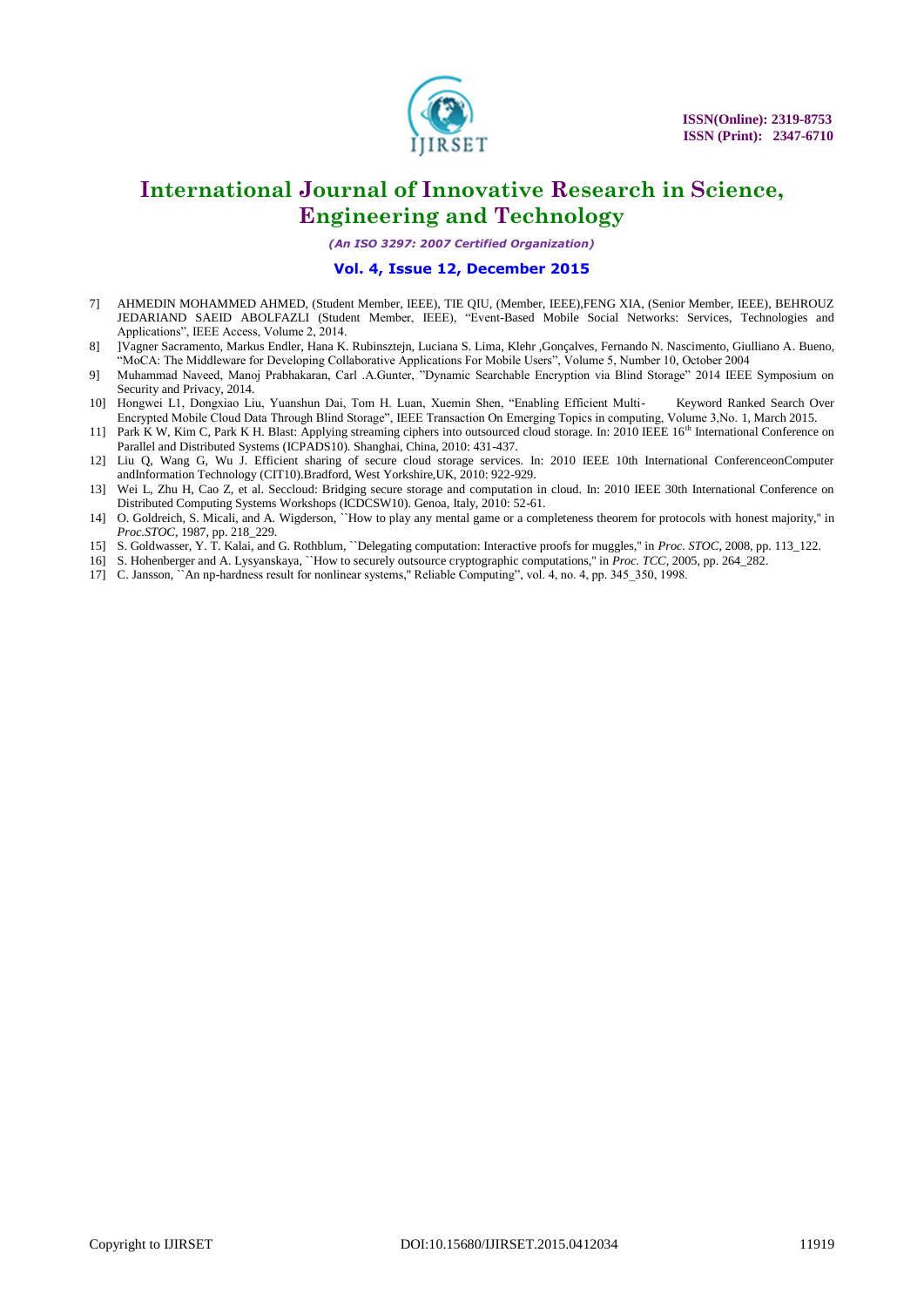7] AHMEDIN MOHAMMED AHMED, (Student Member, IEEE), TIE QIU, (Member, IEEE),FENG XIA, (Senior Member, IEEE), BEHROUZ JEDARIAND SAEID ABOLFAZLI (Student Member, IEEE), "Event-Based Mobile Social Networks: Services, Technologies and Applications", IEEE Access, Volume 2, 2014.

8] ]Vagner Sacramento, Markus Endler, Hana K. Rubinsztejn, Luciana S. Lima, Klehr ,Gonçalves, Fernando N. Nascimento, Giulliano A. Bueno, "MoCA: The Middleware for Developing Collaborative Applications For Mobile Users", Volume 5, Number 10, October 2004

9] Muhammad Naveed, Manoj Prabhakaran, Carl .A.Gunter, "Dynamic Searchable Encryption via Blind Storage" 2014 IEEE Symposium on Security and Privacy, 2014.

10] Hongwei L1, Dongxiao Liu, Yuanshun Dai, Tom H. Luan, Xuemin Shen, "Enabling Efficient Multi- Keyword Ranked Search Over Encrypted Mobile Cloud Data Through Blind Storage", IEEE Transaction On Emerging Topics in computing, Volume 3,No. 1, March 2015.

11] Park K W, Kim C, Park K H. Blast: Applying streaming ciphers into outsourced cloud storage. In: 2010 IEEE 16th International Conference on Parallel and Distributed Systems (ICPADS10). Shanghai, China, 2010: 431-437.

12] Liu Q, Wang G, Wu J. Efficient sharing of secure cloud storage services. In: 2010 IEEE 10th International ConferenceonComputer andInformation Technology (CIT10).Bradford, West Yorkshire,UK, 2010: 922-929.

13] Wei L, Zhu H, Cao Z, et al. Seccloud: Bridging secure storage and computation in cloud. In: 2010 IEEE 30th International Conference on Distributed Computing Systems Workshops (ICDCSW10). Genoa, Italy, 2010: 52-61.

14] O. Goldreich, S. Micali, and A. Wigderson, ``How to play any mental game or a completeness theorem for protocols with honest majority,'' in *Proc.STOC*, 1987, pp. 218_229.

15] S. Goldwasser, Y. T. Kalai, and G. Rothblum, ``Delegating computation: Interactive proofs for muggles,'' in *Proc. STOC*, 2008, pp. 113_122.

16] S. Hohenberger and A. Lysyanskaya, ``How to securely outsource cryptographic computations,'' in *Proc. TCC*, 2005, pp. 264_282.

17] C. Jansson, ``An np-hardness result for nonlinear systems,'' Reliable Computing", vol. 4, no. 4, pp. 345_350, 1998.